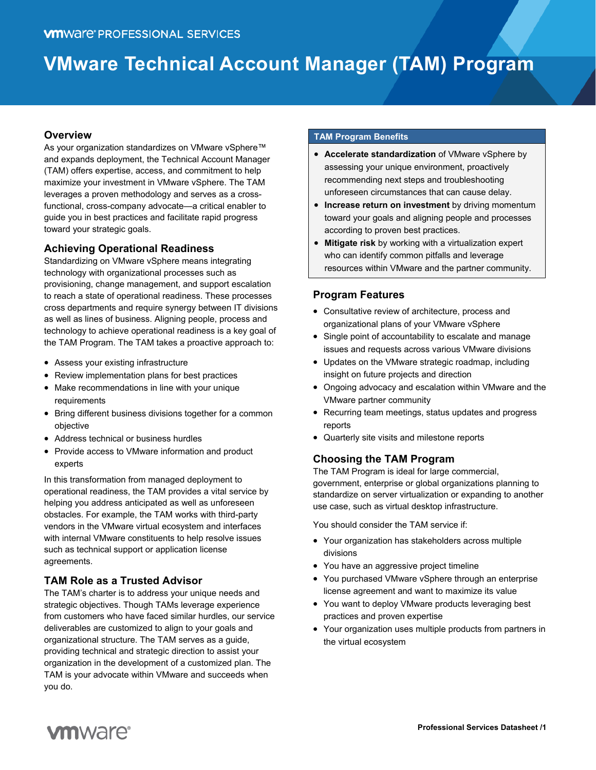VMWARE PROFESSIONAL SERVICES

# VMware Technical Account Manager (TAM) Program

## Overview

As your organization standardizes on VMware vSphere™ and expands deployment, the Technical Account Manager (TAM) offers expertise, access, and commitment to help maximize your investment in VMware vSphere. The TAM leverages a proven methodology and serves as a cross-functional, cross-company advocate—a critical enabler to guide you in best practices and facilitate rapid progress toward your strategic goals.

## Achieving Operational Readiness

Standardizing on VMware vSphere means integrating technology with organizational processes such as provisioning, change management, and support escalation to reach a state of operational readiness. These processes cross departments and require synergy between IT divisions as well as lines of business. Aligning people, process and technology to achieve operational readiness is a key goal of the TAM Program. The TAM takes a proactive approach to:

- Assess your existing infrastructure
- Review implementation plans for best practices
- Make recommendations in line with your unique requirements
- Bring different business divisions together for a common objective
- Address technical or business hurdles
- Provide access to VMware information and product experts

In this transformation from managed deployment to operational readiness, the TAM provides a vital service by helping you address anticipated as well as unforeseen obstacles. For example, the TAM works with third-party vendors in the VMware virtual ecosystem and interfaces with internal VMware constituents to help resolve issues such as technical support or application license agreements.

## TAM Role as a Trusted Advisor

The TAM's charter is to address your unique needs and strategic objectives. Though TAMs leverage experience from customers who have faced similar hurdles, our service deliverables are customized to align to your goals and organizational structure. The TAM serves as a guide, providing technical and strategic direction to assist your organization in the development of a customized plan. The TAM is your advocate within VMware and succeeds when you do.

### TAM Program Benefits

- **Accelerate standardization** of VMware vSphere by assessing your unique environment, proactively recommending next steps and troubleshooting unforeseen circumstances that can cause delay.
- **Increase return on investment** by driving momentum toward your goals and aligning people and processes according to proven best practices.
- **Mitigate risk** by working with a virtualization expert who can identify common pitfalls and leverage resources within VMware and the partner community.

## Program Features

- Consultative review of architecture, process and organizational plans of your VMware vSphere
- Single point of accountability to escalate and manage issues and requests across various VMware divisions
- Updates on the VMware strategic roadmap, including insight on future projects and direction
- Ongoing advocacy and escalation within VMware and the VMware partner community
- Recurring team meetings, status updates and progress reports
- Quarterly site visits and milestone reports

## Choosing the TAM Program

The TAM Program is ideal for large commercial, government, enterprise or global organizations planning to standardize on server virtualization or expanding to another use case, such as virtual desktop infrastructure.

You should consider the TAM service if:

- Your organization has stakeholders across multiple divisions
- You have an aggressive project timeline
- You purchased VMware vSphere through an enterprise license agreement and want to maximize its value
- You want to deploy VMware products leveraging best practices and proven expertise
- Your organization uses multiple products from partners in the virtual ecosystem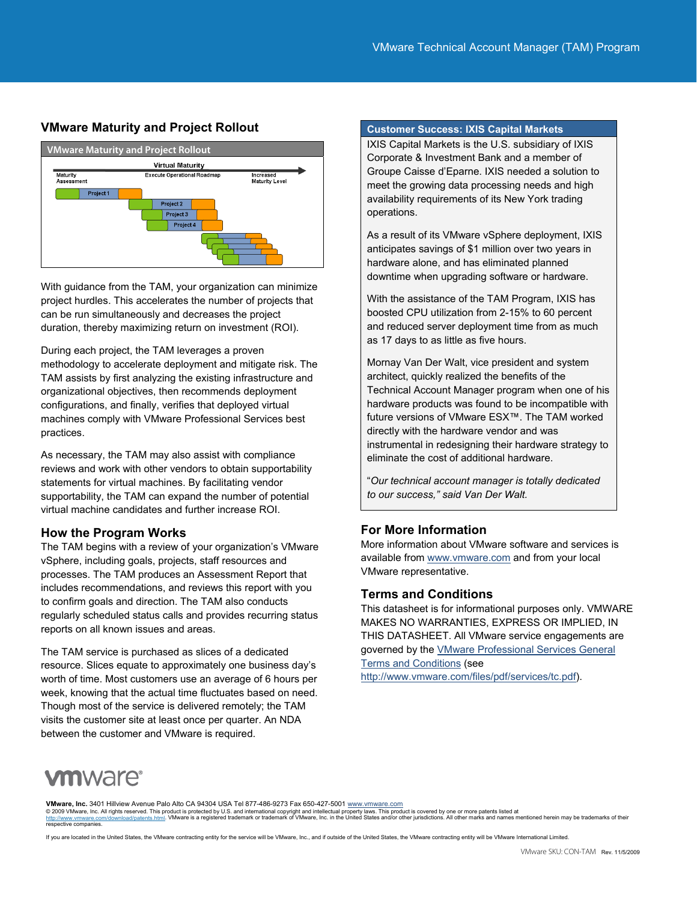## VMware Maturity and Project Rollout

VMware Maturity and Project Rollout

Virtual Maturity

Maturity Assessment

Execute Operational Roadmap

Increased Maturity Level

Project 1

Project 2

Project 3

Project 4

With guidance from the TAM, your organization can minimize project hurdles. This accelerates the number of projects that can be run simultaneously and decreases the project duration, thereby maximizing return on investment (ROI).

During each project, the TAM leverages a proven methodology to accelerate deployment and mitigate risk. The TAM assists by first analyzing the existing infrastructure and organizational objectives, then recommends deployment configurations, and finally, verifies that deployed virtual machines comply with VMware Professional Services best practices.

As necessary, the TAM may also assist with compliance reviews and work with other vendors to obtain supportability statements for virtual machines. By facilitating vendor supportability, the TAM can expand the number of potential virtual machine candidates and further increase ROI.

## How the Program Works

The TAM begins with a review of your organization's VMware vSphere, including goals, projects, staff resources and processes. The TAM produces an Assessment Report that includes recommendations, and reviews this report with you to confirm goals and direction. The TAM also conducts regularly scheduled status calls and provides recurring status reports on all known issues and areas.

The TAM service is purchased as slices of a dedicated resource. Slices equate to approximately one business day's worth of time. Most customers use an average of 6 hours per week, knowing that the actual time fluctuates based on need. Though most of the service is delivered remotely; the TAM visits the customer site at least once per quarter. An NDA between the customer and VMware is required.

### Customer Success: IXIS Capital Markets

IXIS Capital Markets is the U.S. subsidiary of IXIS Corporate & Investment Bank and a member of Groupe Caisse d'Eparne. IXIS needed a solution to meet the growing data processing needs and high availability requirements of its New York trading operations.

As a result of its VMware vSphere deployment, IXIS anticipates savings of $1 million over two years in hardware alone, and has eliminated planned downtime when upgrading software or hardware.

With the assistance of the TAM Program, IXIS has boosted CPU utilization from 2-15% to 60 percent and reduced server deployment time from as much as 17 days to as little as five hours.

Mornay Van Der Walt, vice president and system architect, quickly realized the benefits of the Technical Account Manager program when one of his hardware products was found to be incompatible with future versions of VMware ESX™. The TAM worked directly with the hardware vendor and was instrumental in redesigning their hardware strategy to eliminate the cost of additional hardware.

"*Our technical account manager is totally dedicated to our success," said Van Der Walt.*

## For More Information

More information about VMware software and services is available from www.vmware.com and from your local VMware representative.

## Terms and Conditions

This datasheet is for informational purposes only. VMWARE MAKES NO WARRANTIES, EXPRESS OR IMPLIED, IN THIS DATASHEET. All VMware service engagements are governed by the VMware Professional Services General Terms and Conditions (see http://www.vmware.com/files/pdf/services/tc.pdf).

**VMware, Inc.** 3401 Hillview Avenue Palo Alto CA 94304 USA Tel 877-486-9273 Fax 650-427-5001 www.vmware.com
© 2009 VMware, Inc. All rights reserved. This product is protected by U.S. and international copyright and intellectual property laws. This product is covered by one or more patents listed at http://www.vmware.com/download/patents.html. VMware is a registered trademark or trademark of VMware, Inc. in the United States and/or other jurisdictions. All other marks and names mentioned herein may be trademarks of their respective companies.

If you are located in the United States, the VMware contracting entity for the service will be VMware, Inc., and if outside of the United States, the VMware contracting entity will be VMware International Limited.

VMware SKU: CON-TAM Rev. 11/5/2009